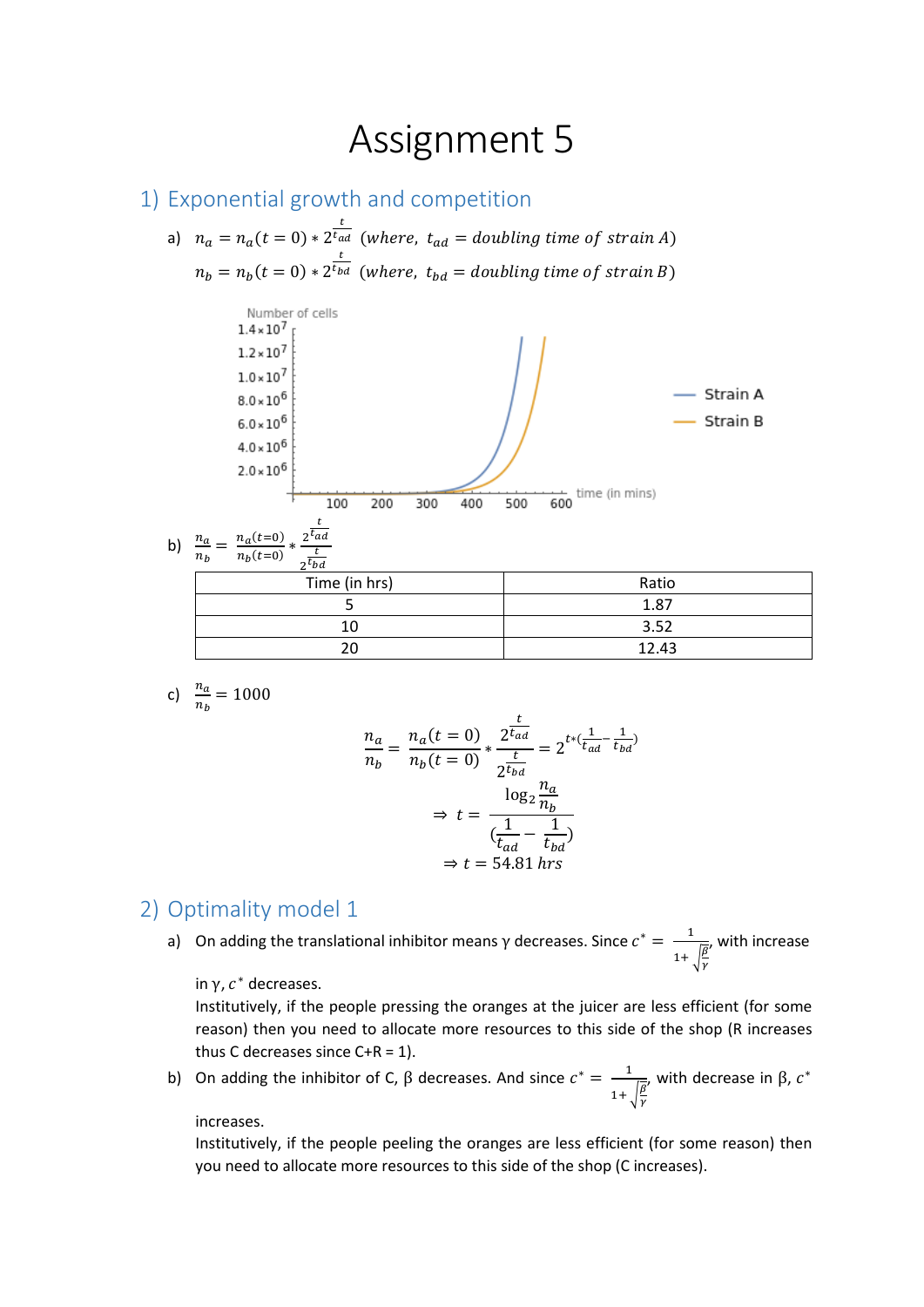# Assignment 5

## 1) Exponential growth and competition

a) $n_a = n_a(t=0) * 2^{\frac{t}{t_{ad}}}$ $(where,\ t_{ad} = doubling\ time\ of\ strain\ A)$

$n_b = n_b(t=0) * 2^{\frac{t}{t_{bd}}}$ $(where,\ t_{bd} = doubling\ time\ of\ strain\ B)$

b) $\frac{n_a}{n_b} = \frac{n_a(t=0)}{n_b(t=0)} * \frac{2^{\frac{t}{t_{ad}}}}{2^{\frac{t}{t_{bd}}}}$

| Time (in hrs) | Ratio |
|---|---|
| 5 | 1.87 |
| 10 | 3.52 |
| 20 | 12.43 |

c) $\frac{n_a}{n_b} = 1000$

$$\frac{n_a}{n_b} = \frac{n_a(t=0)}{n_b(t=0)} * \frac{2^{\frac{t}{t_{ad}}}}{2^{\frac{t}{t_{bd}}}} = 2^{t*(\frac{1}{t_{ad}} - \frac{1}{t_{bd}})}$$

$$\Rightarrow t = \frac{\log_2 \frac{n_a}{n_b}}{(\frac{1}{t_{ad}} - \frac{1}{t_{bd}})}$$

$$\Rightarrow t = 54.81\ hrs$$

## 2) Optimality model 1

a) On adding the translational inhibitor means γ decreases. Since $c^* = \frac{1}{1+\sqrt{\frac{\beta}{\gamma}}}$, with increase in γ, $c^*$ decreases.

Institutively, if the people pressing the oranges at the juicer are less efficient (for some reason) then you need to allocate more resources to this side of the shop (R increases thus C decreases since C+R = 1).

b) On adding the inhibitor of C, β decreases. And since $c^* = \frac{1}{1+\sqrt{\frac{\beta}{\gamma}}}$, with decrease in β, $c^*$ increases.

Institutively, if the people peeling the oranges are less efficient (for some reason) then you need to allocate more resources to this side of the shop (C increases).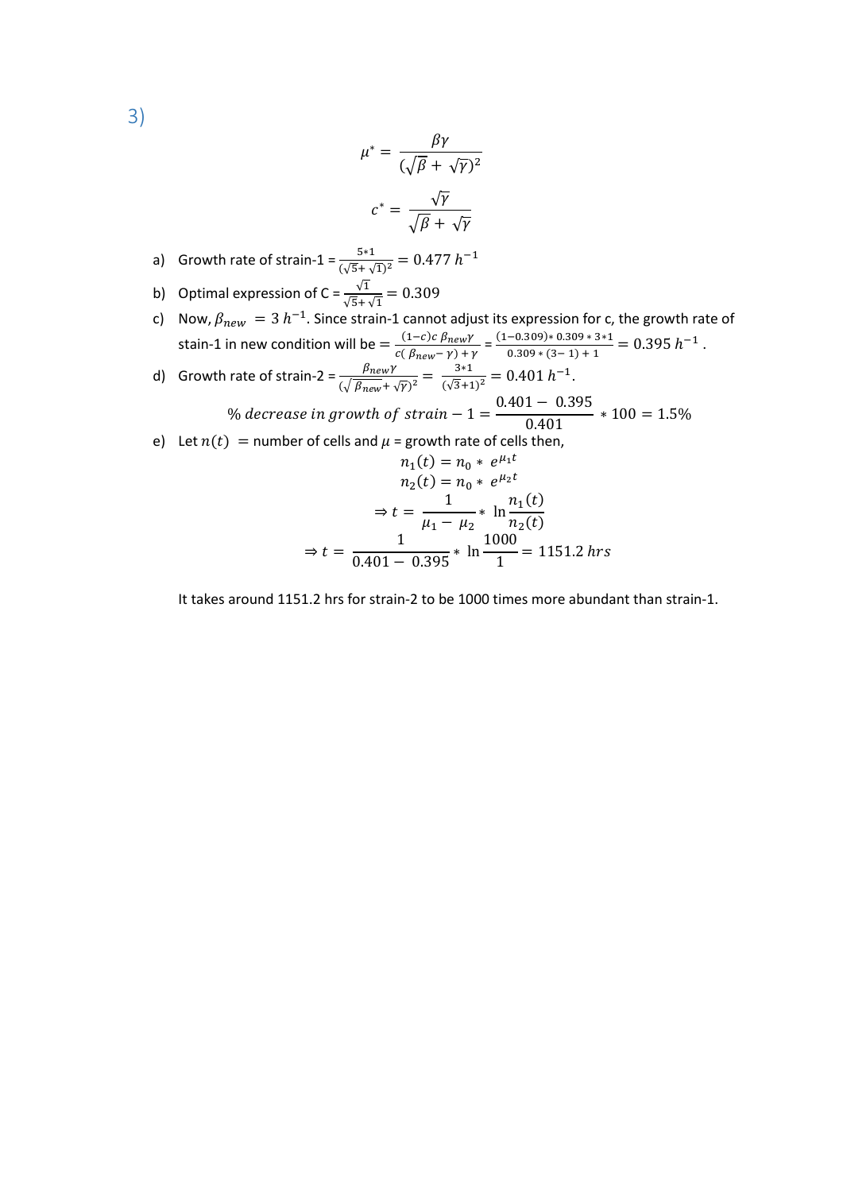## 3)

$$\mu^* = \frac{\beta\gamma}{(\sqrt{\beta} + \sqrt{\gamma})^2}$$

$$c^* = \frac{\sqrt{\gamma}}{\sqrt{\beta} + \sqrt{\gamma}}$$

a) Growth rate of strain-1 = $\frac{5*1}{(\sqrt{5}+\sqrt{1})^2} = 0.477\ h^{-1}$

b) Optimal expression of C = $\frac{\sqrt{1}}{\sqrt{5}+\sqrt{1}} = 0.309$

c) Now, $\beta_{new} = 3\ h^{-1}$. Since strain-1 cannot adjust its expression for c, the growth rate of stain-1 in new condition will be = $\frac{(1-c)c\ \beta_{new}\gamma}{c(\ \beta_{new} - \gamma) + \gamma} = \frac{(1-0.309)*0.309*3*1}{0.309*(3-1)+1} = 0.395\ h^{-1}$ .

d) Growth rate of strain-2 = $\frac{\beta_{new}\gamma}{(\sqrt{\beta_{new}} + \sqrt{\gamma})^2} = \frac{3*1}{(\sqrt{3}+1)^2} = 0.401\ h^{-1}$.

$$\%\ decrease\ in\ growth\ of\ strain - 1 = \frac{0.401 - 0.395}{0.401} * 100 = 1.5\%$$

e) Let $n(t)$ = number of cells and $\mu$ = growth rate of cells then,

$$n_1(t) = n_0 * e^{\mu_1 t}$$

$$n_2(t) = n_0 * e^{\mu_2 t}$$

$$\Rightarrow t = \frac{1}{\mu_1 - \mu_2} * \ln\frac{n_1(t)}{n_2(t)}$$

$$\Rightarrow t = \frac{1}{0.401 - 0.395} * \ln\frac{1000}{1} = 1151.2\ hrs$$

It takes around 1151.2 hrs for strain-2 to be 1000 times more abundant than strain-1.